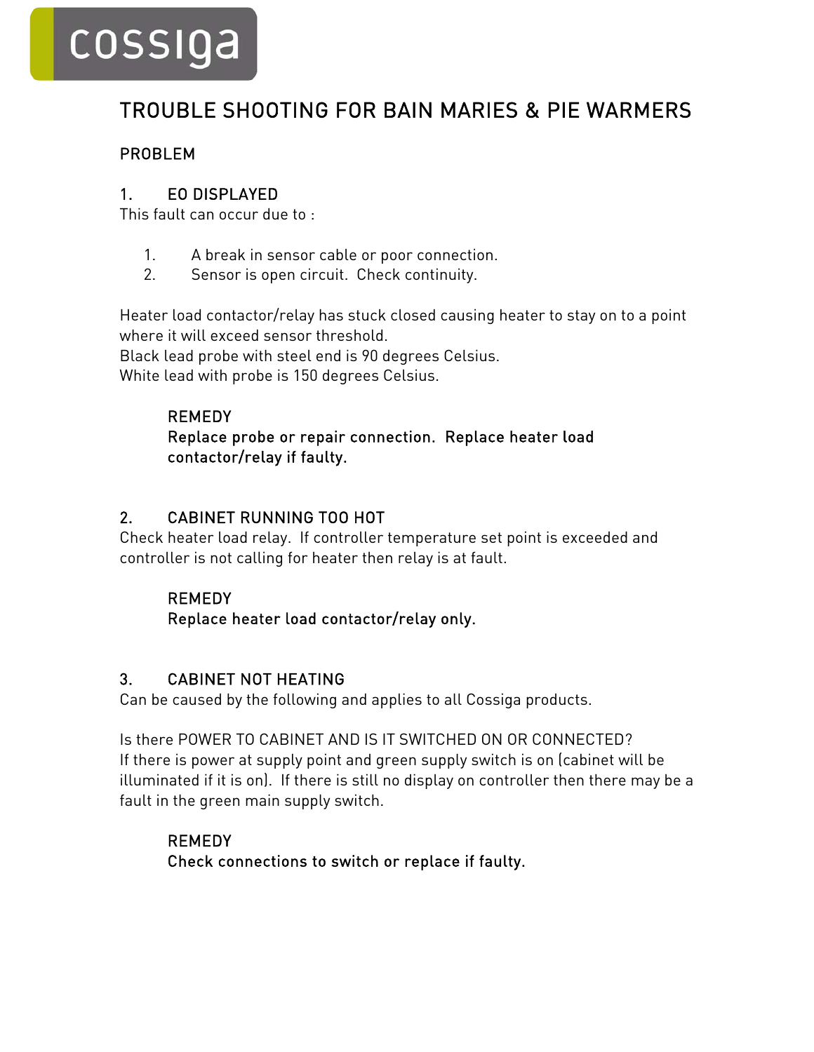cossiga

# TROUBLE SHOOTING FOR BAIN MARIES & PIE WARMERS

## PROBLEM

### 1. EO DISPLAYED

This fault can occur due to :

1. A break in sensor cable or poor connection.
2. Sensor is open circuit. Check continuity.

Heater load contactor/relay has stuck closed causing heater to stay on to a point where it will exceed sensor threshold.
Black lead probe with steel end is 90 degrees Celsius.
White lead with probe is 150 degrees Celsius.

REMEDY
**Replace probe or repair connection. Replace heater load contactor/relay if faulty.**

### 2. CABINET RUNNING TOO HOT

Check heater load relay. If controller temperature set point is exceeded and controller is not calling for heater then relay is at fault.

REMEDY
**Replace heater load contactor/relay only.**

### 3. CABINET NOT HEATING

Can be caused by the following and applies to all Cossiga products.

Is there POWER TO CABINET AND IS IT SWITCHED ON OR CONNECTED?
If there is power at supply point and green supply switch is on (cabinet will be illuminated if it is on). If there is still no display on controller then there may be a fault in the green main supply switch.

REMEDY
**Check connections to switch or replace if faulty.**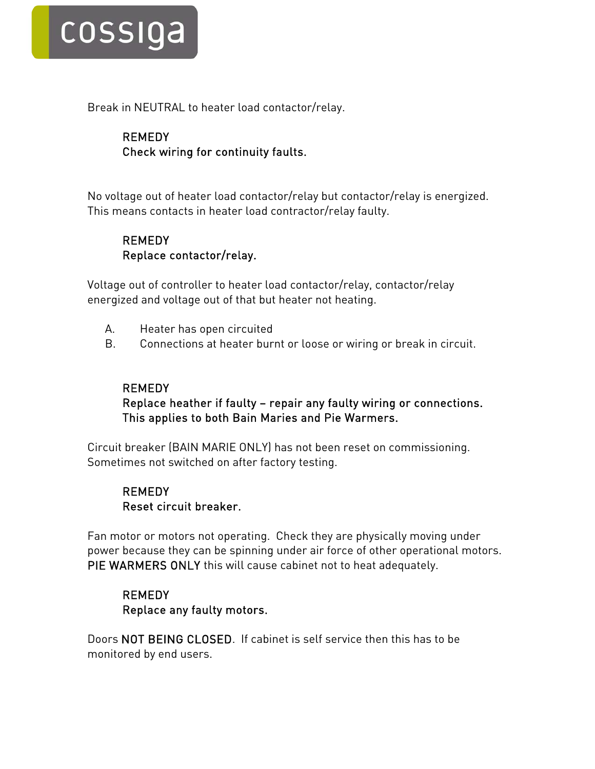Break in NEUTRAL to heater load contactor/relay.

> REMEDY
> Check wiring for continuity faults.

No voltage out of heater load contactor/relay but contactor/relay is energized. This means contacts in heater load contractor/relay faulty.

> REMEDY
> Replace contactor/relay.

Voltage out of controller to heater load contactor/relay, contactor/relay energized and voltage out of that but heater not heating.

A. Heater has open circuited
B. Connections at heater burnt or loose or wiring or break in circuit.

> REMEDY
> Replace heather if faulty – repair any faulty wiring or connections. This applies to both Bain Maries and Pie Warmers.

Circuit breaker (BAIN MARIE ONLY) has not been reset on commissioning. Sometimes not switched on after factory testing.

> REMEDY
> Reset circuit breaker.

Fan motor or motors not operating. Check they are physically moving under power because they can be spinning under air force of other operational motors. PIE WARMERS ONLY this will cause cabinet not to heat adequately.

> REMEDY
> Replace any faulty motors.

Doors NOT BEING CLOSED. If cabinet is self service then this has to be monitored by end users.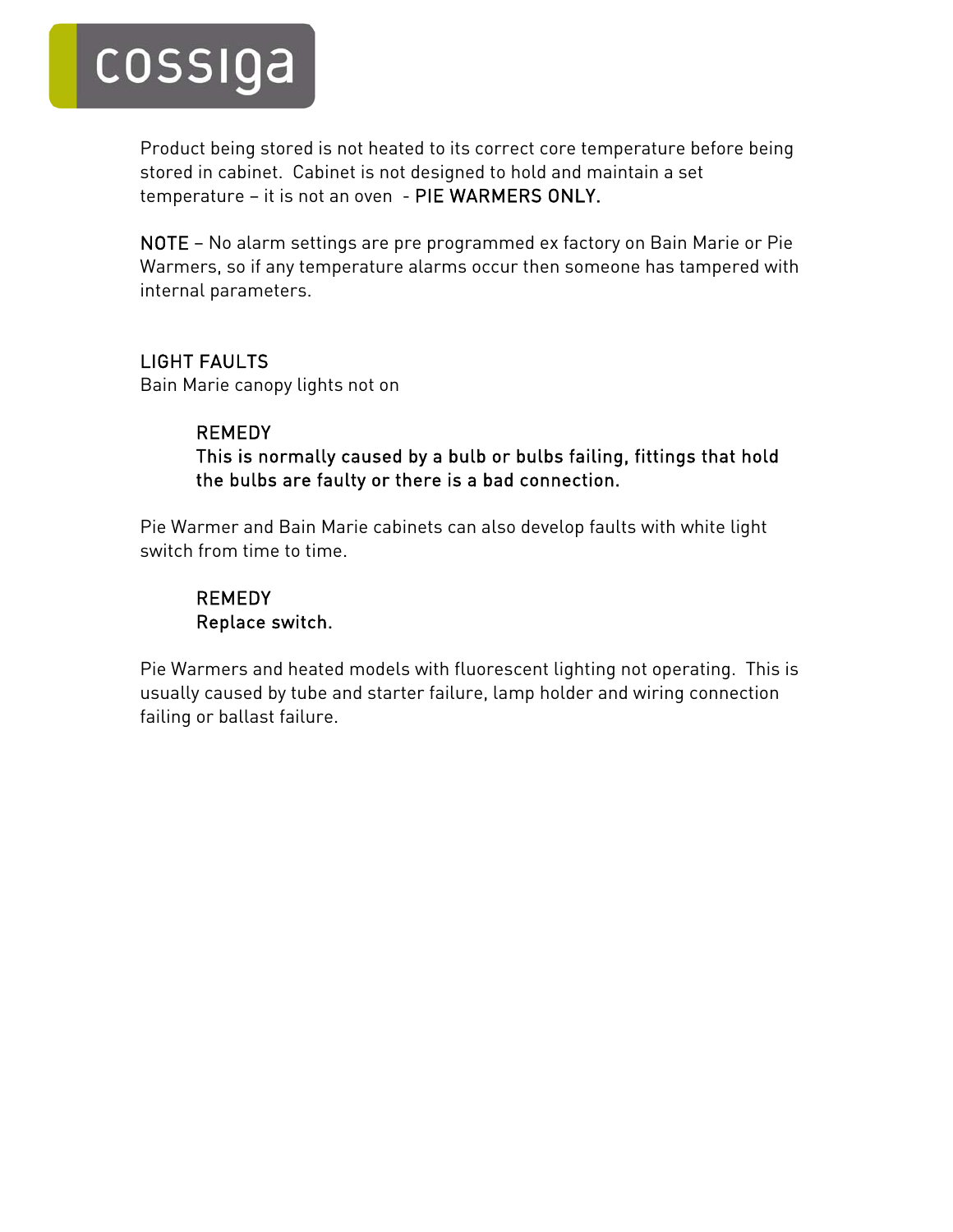Product being stored is not heated to its correct core temperature before being stored in cabinet. Cabinet is not designed to hold and maintain a set temperature – it is not an oven - PIE WARMERS ONLY.

NOTE – No alarm settings are pre programmed ex factory on Bain Marie or Pie Warmers, so if any temperature alarms occur then someone has tampered with internal parameters.

## LIGHT FAULTS

Bain Marie canopy lights not on

> REMEDY
> This is normally caused by a bulb or bulbs failing, fittings that hold the bulbs are faulty or there is a bad connection.

Pie Warmer and Bain Marie cabinets can also develop faults with white light switch from time to time.

> REMEDY
> Replace switch.

Pie Warmers and heated models with fluorescent lighting not operating. This is usually caused by tube and starter failure, lamp holder and wiring connection failing or ballast failure.